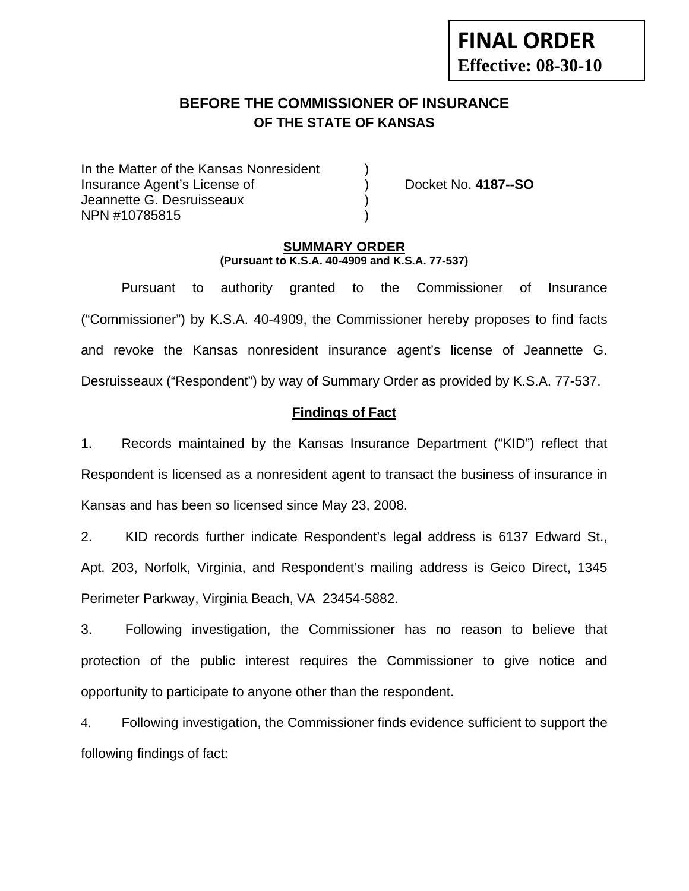**FINAL ORDER**
**Effective: 08-30-10**

# BEFORE THE COMMISSIONER OF INSURANCE
## OF THE STATE OF KANSAS

| | | |
|---|---|---|
| In the Matter of the Kansas Nonresident | ) | |
| Insurance Agent's License of | ) | Docket No. **4187--SO** |
| Jeannette G. Desruisseaux | ) | |
| NPN #10785815 | ) | |

**SUMMARY ORDER**
**(Pursuant to K.S.A. 40-4909 and K.S.A. 77-537)**

Pursuant to authority granted to the Commissioner of Insurance ("Commissioner") by K.S.A. 40-4909, the Commissioner hereby proposes to find facts and revoke the Kansas nonresident insurance agent's license of Jeannette G. Desruisseaux ("Respondent") by way of Summary Order as provided by K.S.A. 77-537.

**Findings of Fact**

1. Records maintained by the Kansas Insurance Department ("KID") reflect that Respondent is licensed as a nonresident agent to transact the business of insurance in Kansas and has been so licensed since May 23, 2008.

2. KID records further indicate Respondent's legal address is 6137 Edward St., Apt. 203, Norfolk, Virginia, and Respondent's mailing address is Geico Direct, 1345 Perimeter Parkway, Virginia Beach, VA 23454-5882.

3. Following investigation, the Commissioner has no reason to believe that protection of the public interest requires the Commissioner to give notice and opportunity to participate to anyone other than the respondent.

4. Following investigation, the Commissioner finds evidence sufficient to support the following findings of fact: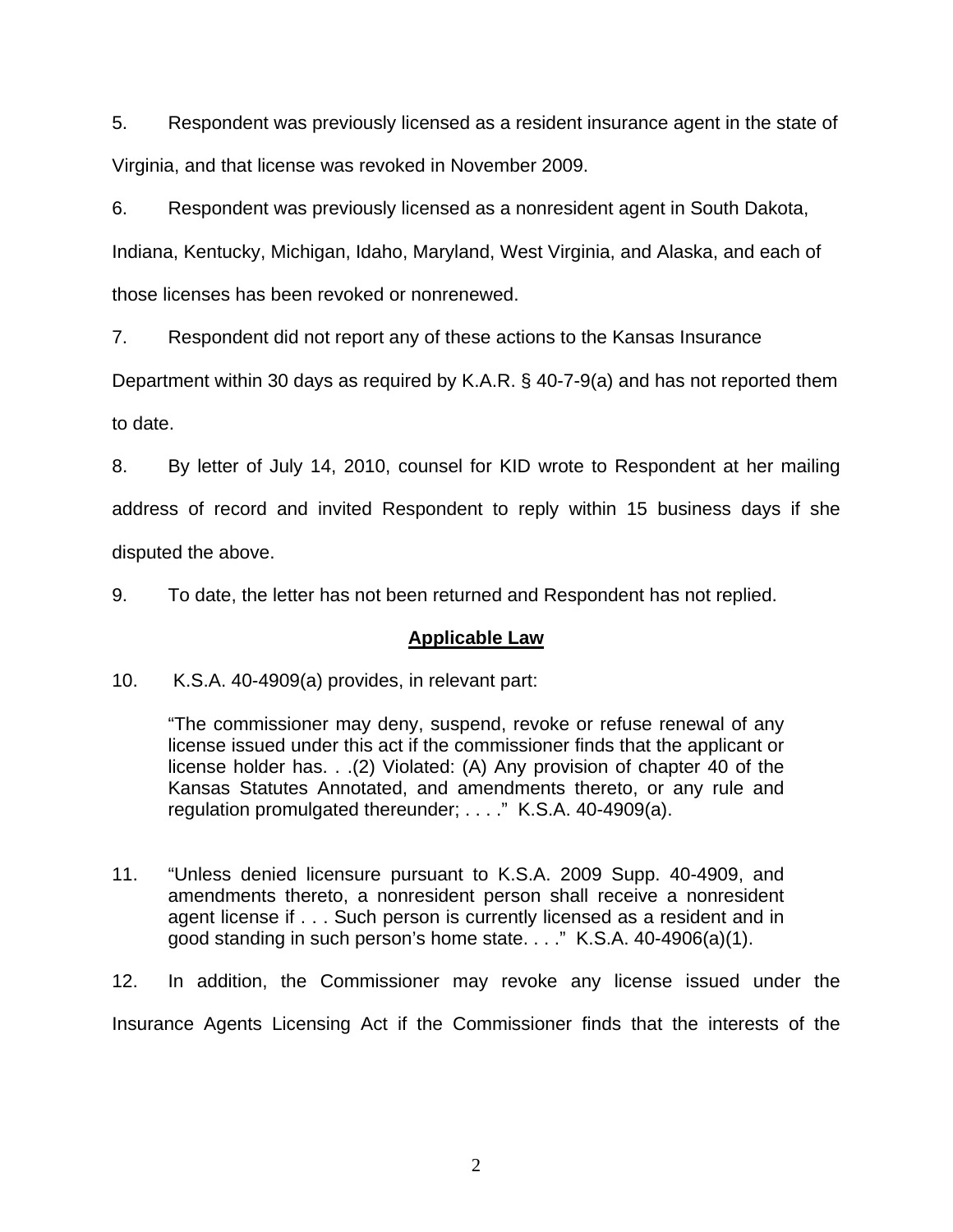5. Respondent was previously licensed as a resident insurance agent in the state of Virginia, and that license was revoked in November 2009.

6. Respondent was previously licensed as a nonresident agent in South Dakota, Indiana, Kentucky, Michigan, Idaho, Maryland, West Virginia, and Alaska, and each of those licenses has been revoked or nonrenewed.

7. Respondent did not report any of these actions to the Kansas Insurance Department within 30 days as required by K.A.R. § 40-7-9(a) and has not reported them to date.

8. By letter of July 14, 2010, counsel for KID wrote to Respondent at her mailing address of record and invited Respondent to reply within 15 business days if she disputed the above.

9. To date, the letter has not been returned and Respondent has not replied.

## **Applicable Law**

10. K.S.A. 40-4909(a) provides, in relevant part:

> "The commissioner may deny, suspend, revoke or refuse renewal of any license issued under this act if the commissioner finds that the applicant or license holder has. . .(2) Violated: (A) Any provision of chapter 40 of the Kansas Statutes Annotated, and amendments thereto, or any rule and regulation promulgated thereunder; . . . ." K.S.A. 40-4909(a).

11. "Unless denied licensure pursuant to K.S.A. 2009 Supp. 40-4909, and amendments thereto, a nonresident person shall receive a nonresident agent license if . . . Such person is currently licensed as a resident and in good standing in such person's home state. . . ." K.S.A. 40-4906(a)(1).

12. In addition, the Commissioner may revoke any license issued under the Insurance Agents Licensing Act if the Commissioner finds that the interests of the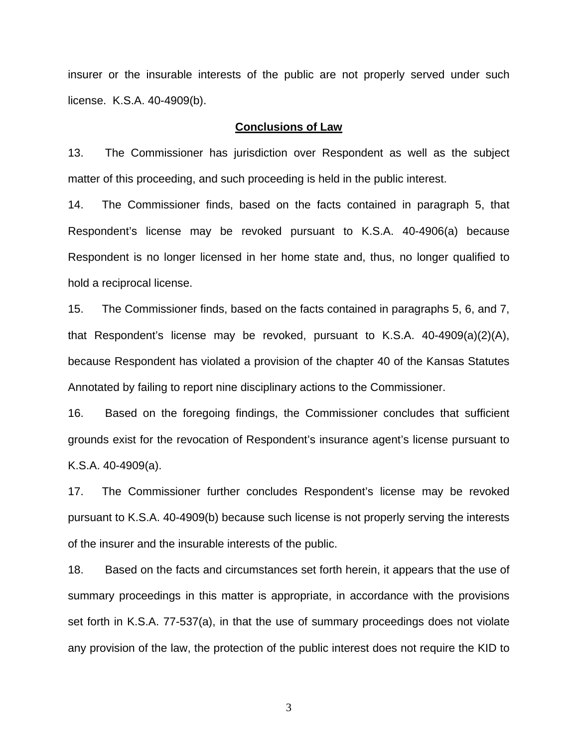insurer or the insurable interests of the public are not properly served under such license. K.S.A. 40-4909(b).

## Conclusions of Law

13. The Commissioner has jurisdiction over Respondent as well as the subject matter of this proceeding, and such proceeding is held in the public interest.

14. The Commissioner finds, based on the facts contained in paragraph 5, that Respondent's license may be revoked pursuant to K.S.A. 40-4906(a) because Respondent is no longer licensed in her home state and, thus, no longer qualified to hold a reciprocal license.

15. The Commissioner finds, based on the facts contained in paragraphs 5, 6, and 7, that Respondent's license may be revoked, pursuant to K.S.A. 40-4909(a)(2)(A), because Respondent has violated a provision of the chapter 40 of the Kansas Statutes Annotated by failing to report nine disciplinary actions to the Commissioner.

16. Based on the foregoing findings, the Commissioner concludes that sufficient grounds exist for the revocation of Respondent's insurance agent's license pursuant to K.S.A. 40-4909(a).

17. The Commissioner further concludes Respondent's license may be revoked pursuant to K.S.A. 40-4909(b) because such license is not properly serving the interests of the insurer and the insurable interests of the public.

18. Based on the facts and circumstances set forth herein, it appears that the use of summary proceedings in this matter is appropriate, in accordance with the provisions set forth in K.S.A. 77-537(a), in that the use of summary proceedings does not violate any provision of the law, the protection of the public interest does not require the KID to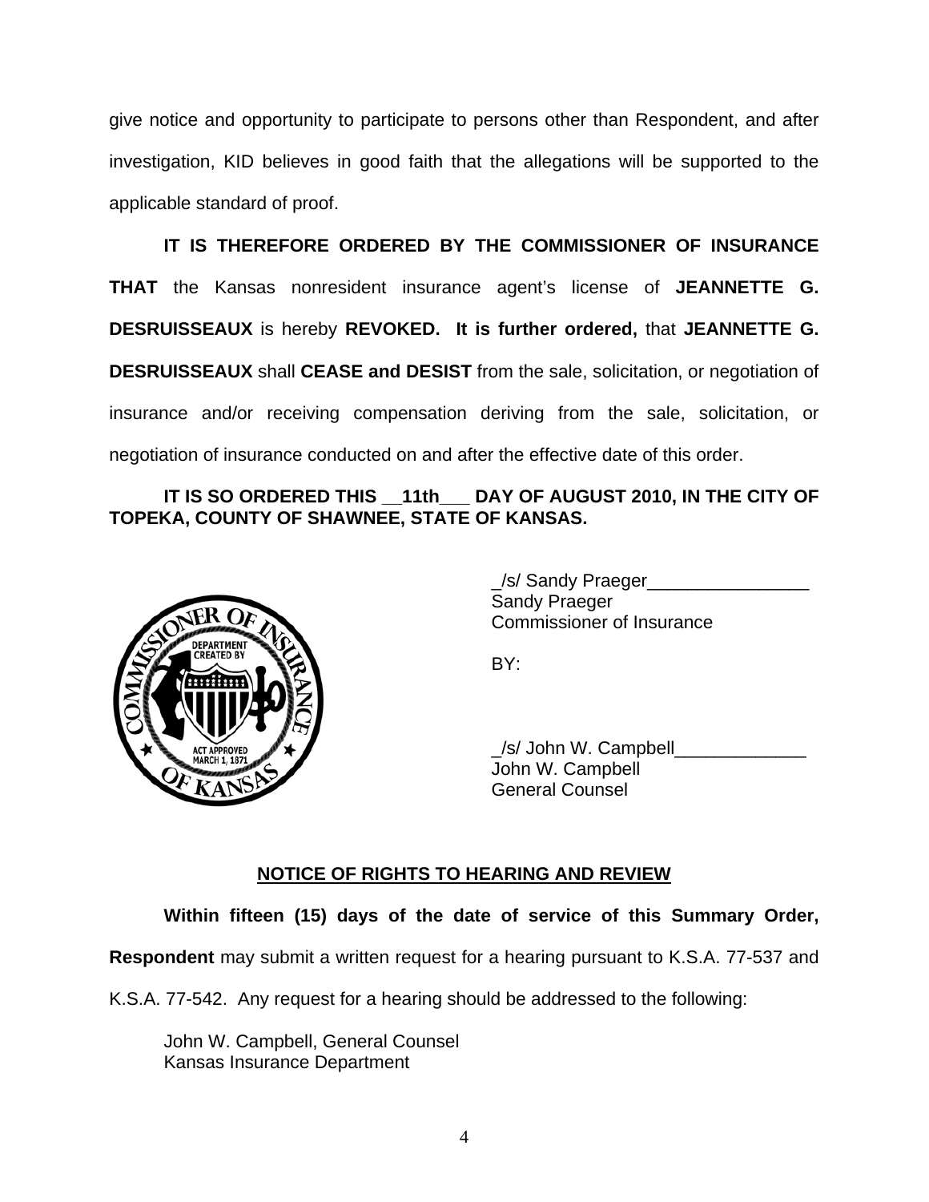give notice and opportunity to participate to persons other than Respondent, and after investigation, KID believes in good faith that the allegations will be supported to the applicable standard of proof.

**IT IS THEREFORE ORDERED BY THE COMMISSIONER OF INSURANCE THAT** the Kansas nonresident insurance agent's license of **JEANNETTE G. DESRUISSEAUX** is hereby **REVOKED. It is further ordered,** that **JEANNETTE G. DESRUISSEAUX** shall **CEASE and DESIST** from the sale, solicitation, or negotiation of insurance and/or receiving compensation deriving from the sale, solicitation, or negotiation of insurance conducted on and after the effective date of this order.

**IT IS SO ORDERED THIS __11th___ DAY OF AUGUST 2010, IN THE CITY OF TOPEKA, COUNTY OF SHAWNEE, STATE OF KANSAS.**

_/s/ Sandy Praeger________________
Sandy Praeger
Commissioner of Insurance

BY:

_/s/ John W. Campbell_____________
John W. Campbell
General Counsel

## NOTICE OF RIGHTS TO HEARING AND REVIEW

**Within fifteen (15) days of the date of service of this Summary Order, Respondent** may submit a written request for a hearing pursuant to K.S.A. 77-537 and K.S.A. 77-542. Any request for a hearing should be addressed to the following:

John W. Campbell, General Counsel
Kansas Insurance Department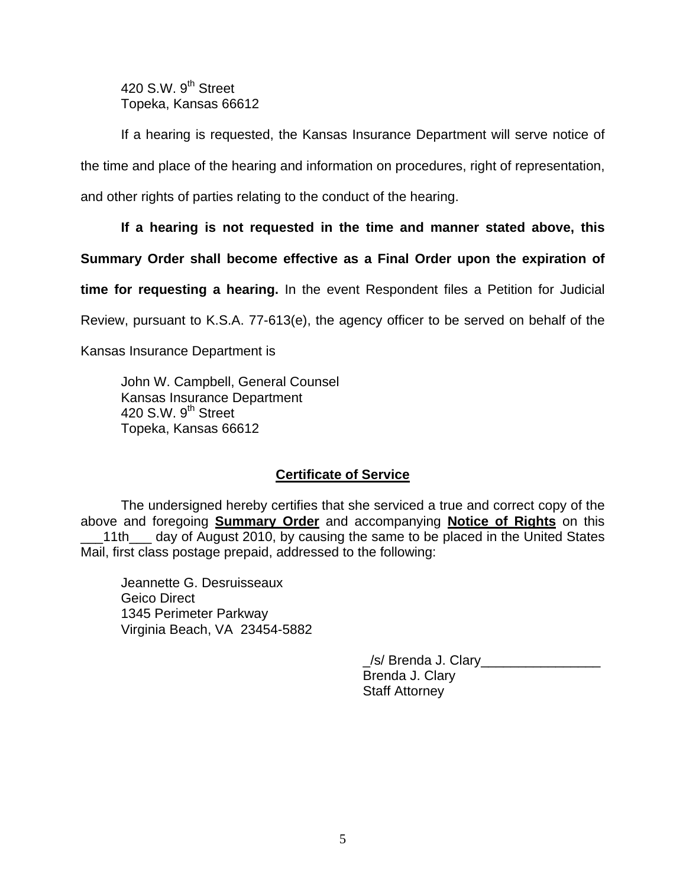420 S.W. 9th Street
Topeka, Kansas 66612

If a hearing is requested, the Kansas Insurance Department will serve notice of the time and place of the hearing and information on procedures, right of representation, and other rights of parties relating to the conduct of the hearing.

**If a hearing is not requested in the time and manner stated above, this Summary Order shall become effective as a Final Order upon the expiration of time for requesting a hearing.** In the event Respondent files a Petition for Judicial Review, pursuant to K.S.A. 77-613(e), the agency officer to be served on behalf of the Kansas Insurance Department is

John W. Campbell, General Counsel
Kansas Insurance Department
420 S.W. 9th Street
Topeka, Kansas 66612

## Certificate of Service

The undersigned hereby certifies that she serviced a true and correct copy of the above and foregoing **Summary Order** and accompanying **Notice of Rights** on this ___11th___ day of August 2010, by causing the same to be placed in the United States Mail, first class postage prepaid, addressed to the following:

Jeannette G. Desruisseaux
Geico Direct
1345 Perimeter Parkway
Virginia Beach, VA 23454-5882

_/s/ Brenda J. Clary________________
Brenda J. Clary
Staff Attorney